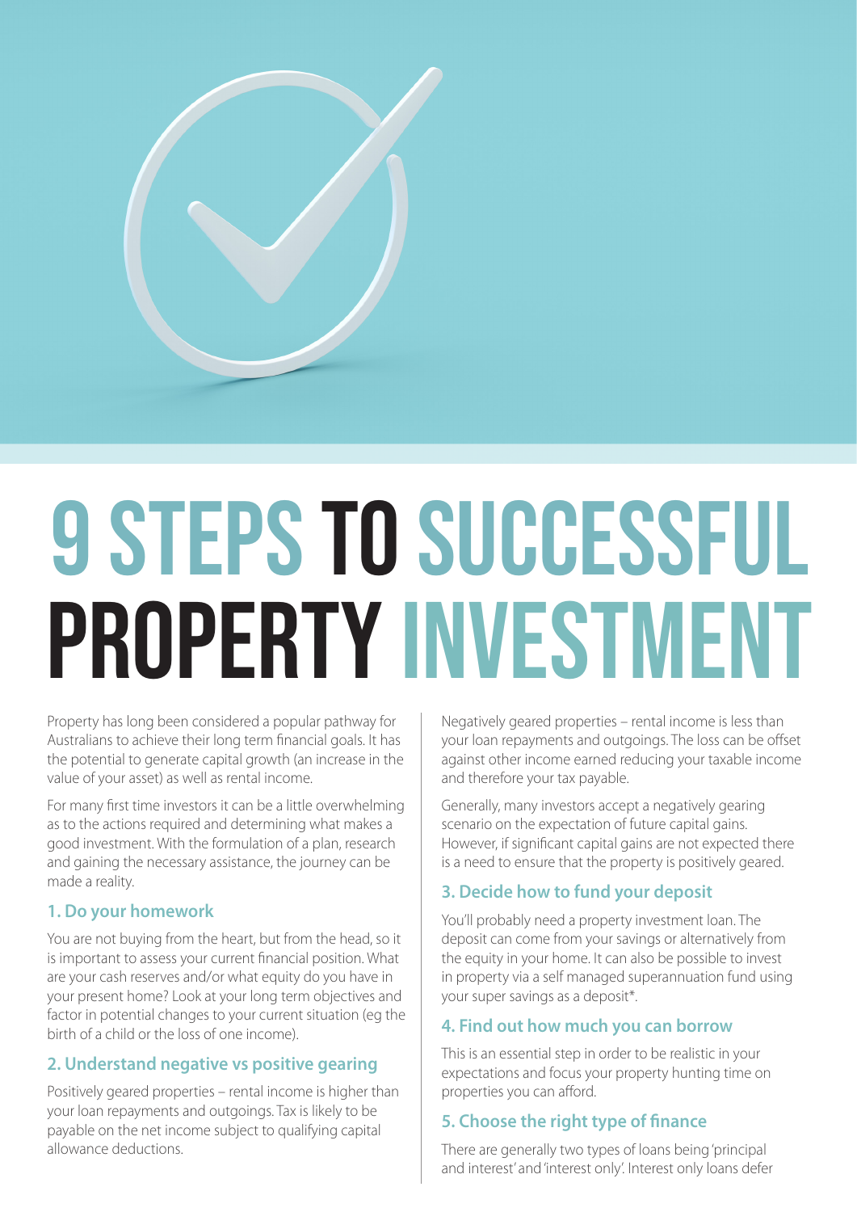# 9 STEPS TO SUCCESSFUL PROPERTY INVESTMENT

Property has long been considered a popular pathway for Australians to achieve their long term financial goals. It has the potential to generate capital growth (an increase in the value of your asset) as well as rental income.

For many first time investors it can be a little overwhelming as to the actions required and determining what makes a good investment. With the formulation of a plan, research and gaining the necessary assistance, the journey can be made a reality.

### 1. Do your homework

You are not buying from the heart, but from the head, so it is important to assess your current financial position. What are your cash reserves and/or what equity do you have in your present home? Look at your long term objectives and factor in potential changes to your current situation (eg the birth of a child or the loss of one income).

### 2. Understand negative vs positive gearing

Positively geared properties – rental income is higher than your loan repayments and outgoings. Tax is likely to be payable on the net income subject to qualifying capital allowance deductions.

Negatively geared properties – rental income is less than your loan repayments and outgoings. The loss can be offset against other income earned reducing your taxable income and therefore your tax payable.

Generally, many investors accept a negatively gearing scenario on the expectation of future capital gains. However, if significant capital gains are not expected there is a need to ensure that the property is positively geared.

### 3. Decide how to fund your deposit

You'll probably need a property investment loan. The deposit can come from your savings or alternatively from the equity in your home. It can also be possible to invest in property via a self managed superannuation fund using your super savings as a deposit*.

### 4. Find out how much you can borrow

This is an essential step in order to be realistic in your expectations and focus your property hunting time on properties you can afford.

### 5. Choose the right type of finance

There are generally two types of loans being 'principal and interest' and 'interest only'. Interest only loans defer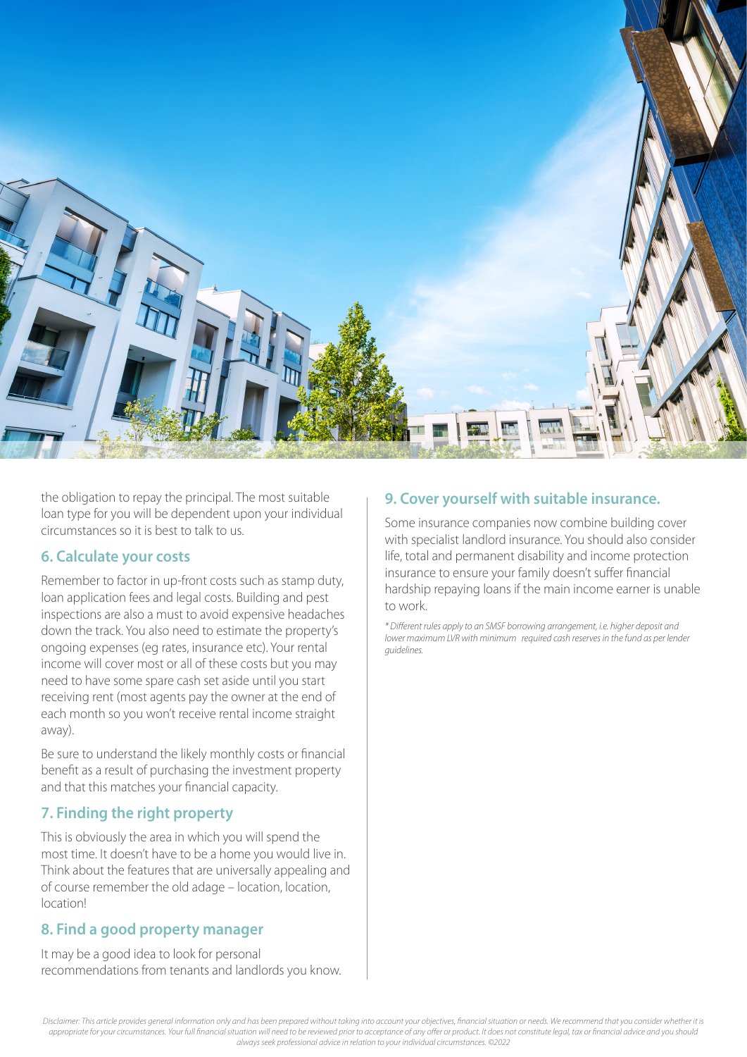the obligation to repay the principal. The most suitable loan type for you will be dependent upon your individual circumstances so it is best to talk to us.

### 6. Calculate your costs

Remember to factor in up-front costs such as stamp duty, loan application fees and legal costs. Building and pest inspections are also a must to avoid expensive headaches down the track. You also need to estimate the property's ongoing expenses (eg rates, insurance etc). Your rental income will cover most or all of these costs but you may need to have some spare cash set aside until you start receiving rent (most agents pay the owner at the end of each month so you won't receive rental income straight away).

Be sure to understand the likely monthly costs or financial benefit as a result of purchasing the investment property and that this matches your financial capacity.

### 7. Finding the right property

This is obviously the area in which you will spend the most time. It doesn't have to be a home you would live in. Think about the features that are universally appealing and of course remember the old adage – location, location, location!

### 8. Find a good property manager

It may be a good idea to look for personal recommendations from tenants and landlords you know.

### 9. Cover yourself with suitable insurance.

Some insurance companies now combine building cover with specialist landlord insurance. You should also consider life, total and permanent disability and income protection insurance to ensure your family doesn't suffer financial hardship repaying loans if the main income earner is unable to work.

*\* Different rules apply to an SMSF borrowing arrangement, i.e. higher deposit and lower maximum LVR with minimum required cash reserves in the fund as per lender guidelines.*

*Disclaimer: This article provides general information only and has been prepared without taking into account your objectives, financial situation or needs. We recommend that you consider whether it is appropriate for your circumstances. Your full financial situation will need to be reviewed prior to acceptance of any offer or product. It does not constitute legal, tax or financial advice and you should always seek professional advice in relation to your individual circumstances. ©2022*